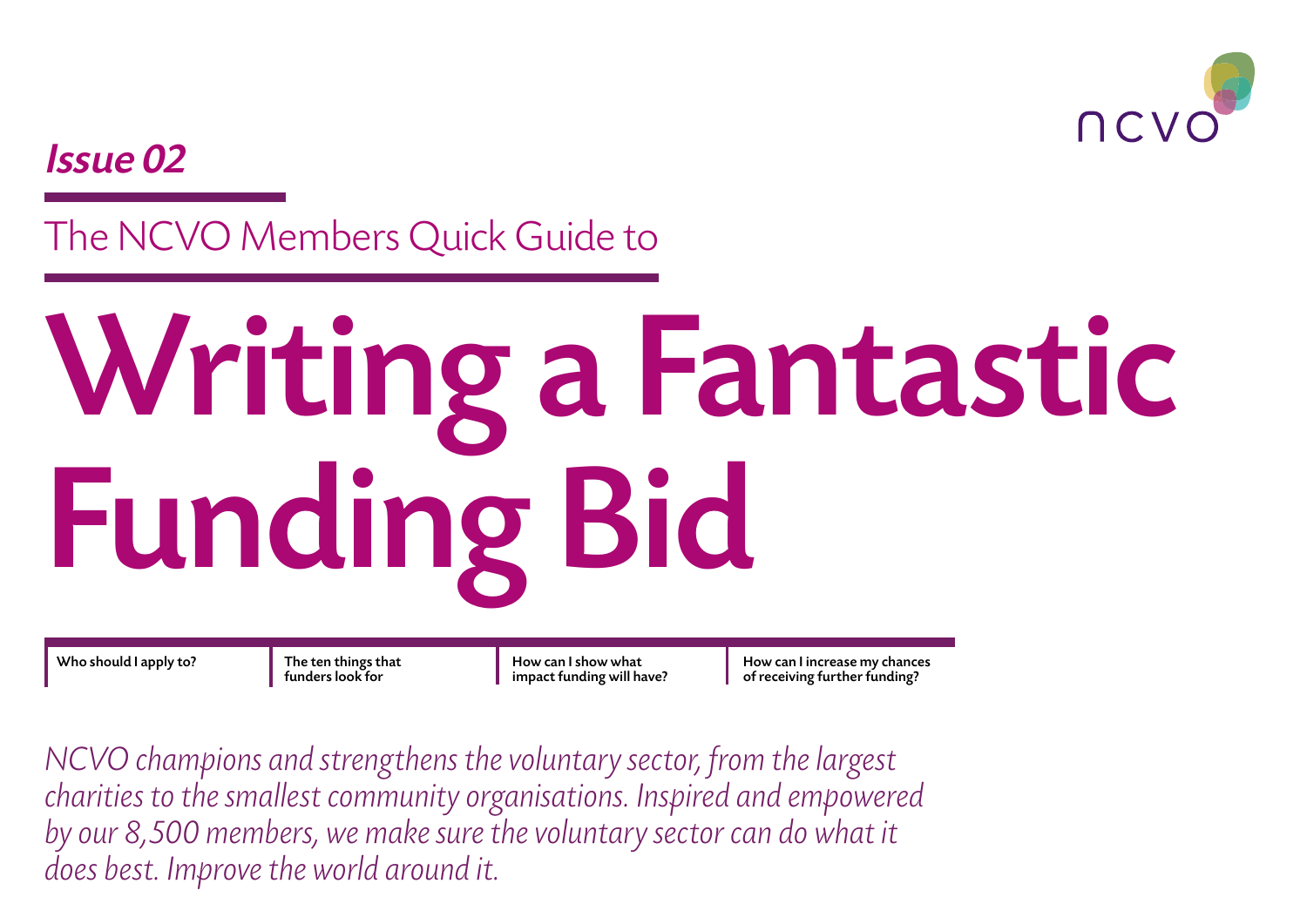ncvo

*Issue 02*

The NCVO Members Quick Guide to

# Writing a Fantastic Funding Bid

**Who should I apply to?**

**The ten things that funders look for**

**How can I show what impact funding will have?**

**How can I increase my chances of receiving further funding?**

*NCVO champions and strengthens the voluntary sector, from the largest charities to the smallest community organisations. Inspired and empowered by our 8,500 members, we make sure the voluntary sector can do what it does best. Improve the world around it.*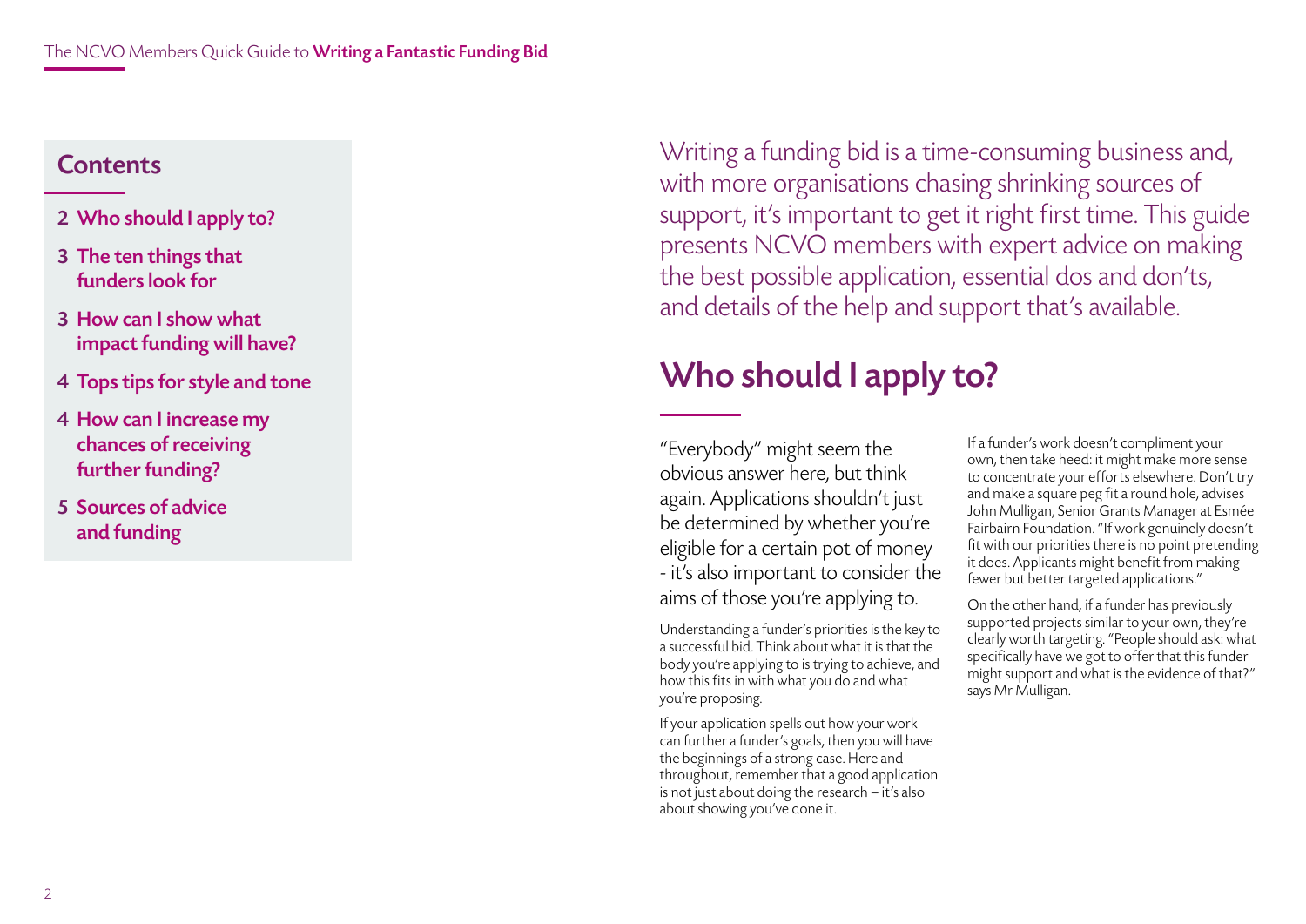## Contents

- 2 Who should I apply to?
- 3 The ten things that funders look for
- 3 How can I show what impact funding will have?
- 4 Tops tips for style and tone
- 4 How can I increase my chances of receiving further funding?
- 5 Sources of advice and funding

Writing a funding bid is a time-consuming business and, with more organisations chasing shrinking sources of support, it's important to get it right first time. This guide presents NCVO members with expert advice on making the best possible application, essential dos and don'ts, and details of the help and support that's available.

# Who should I apply to?

"Everybody" might seem the obvious answer here, but think again. Applications shouldn't just be determined by whether you're eligible for a certain pot of money - it's also important to consider the aims of those you're applying to.

Understanding a funder's priorities is the key to a successful bid. Think about what it is that the body you're applying to is trying to achieve, and how this fits in with what you do and what you're proposing.

If your application spells out how your work can further a funder's goals, then you will have the beginnings of a strong case. Here and throughout, remember that a good application is not just about doing the research – it's also about showing you've done it.

If a funder's work doesn't compliment your own, then take heed: it might make more sense to concentrate your efforts elsewhere. Don't try and make a square peg fit a round hole, advises John Mulligan, Senior Grants Manager at Esmée Fairbairn Foundation. "If work genuinely doesn't fit with our priorities there is no point pretending it does. Applicants might benefit from making fewer but better targeted applications."

On the other hand, if a funder has previously supported projects similar to your own, they're clearly worth targeting. "People should ask: what specifically have we got to offer that this funder might support and what is the evidence of that?" says Mr Mulligan.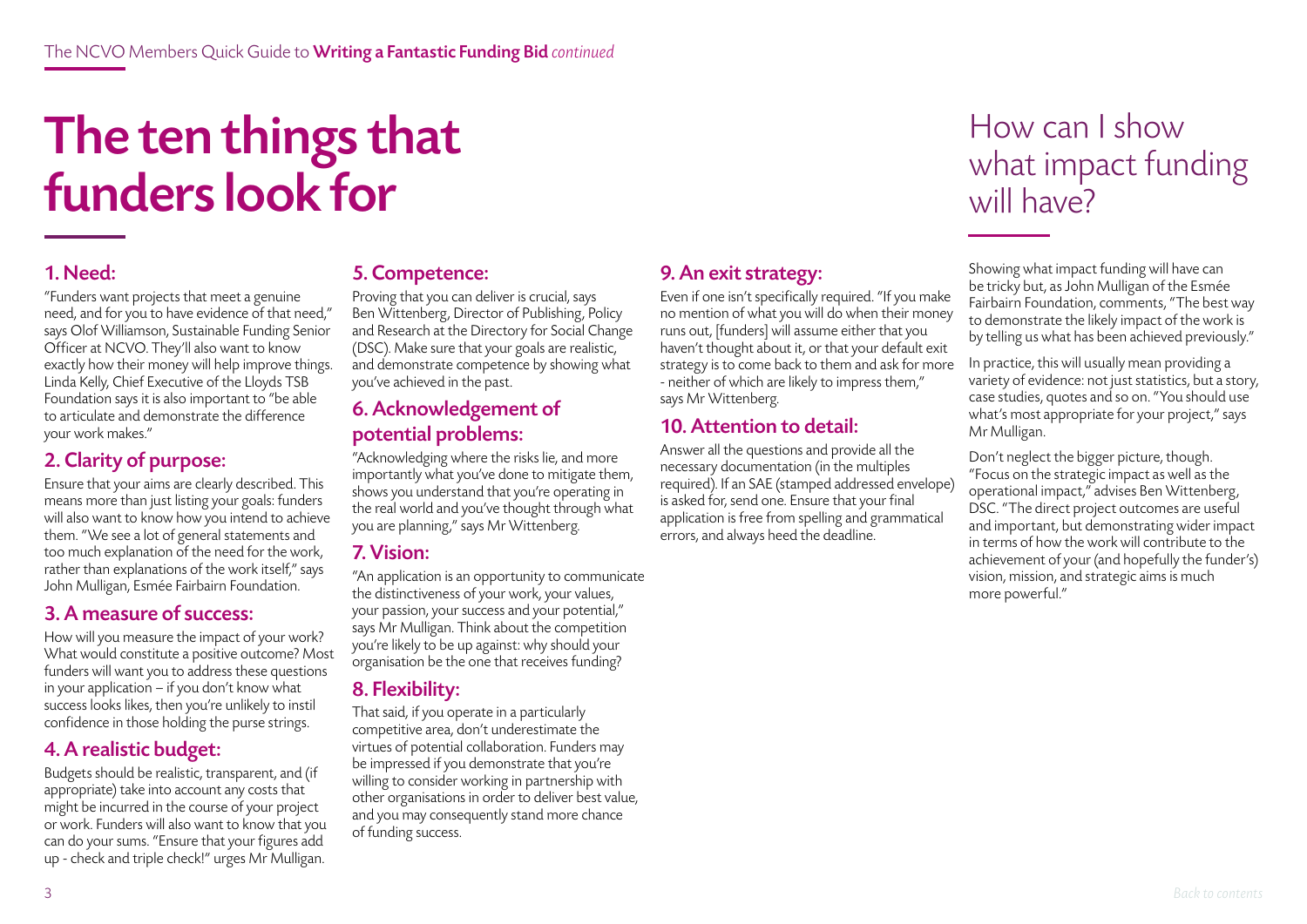# The ten things that funders look for

### 1. Need:

"Funders want projects that meet a genuine need, and for you to have evidence of that need," says Olof Williamson, Sustainable Funding Senior Officer at NCVO. They'll also want to know exactly how their money will help improve things. Linda Kelly, Chief Executive of the Lloyds TSB Foundation says it is also important to "be able to articulate and demonstrate the difference your work makes."

### 2. Clarity of purpose:

Ensure that your aims are clearly described. This means more than just listing your goals: funders will also want to know how you intend to achieve them. "We see a lot of general statements and too much explanation of the need for the work, rather than explanations of the work itself," says John Mulligan, Esmée Fairbairn Foundation.

### 3. A measure of success:

How will you measure the impact of your work? What would constitute a positive outcome? Most funders will want you to address these questions in your application – if you don't know what success looks likes, then you're unlikely to instil confidence in those holding the purse strings.

### 4. A realistic budget:

Budgets should be realistic, transparent, and (if appropriate) take into account any costs that might be incurred in the course of your project or work. Funders will also want to know that you can do your sums. "Ensure that your figures add up - check and triple check!" urges Mr Mulligan.

### 5. Competence:

Proving that you can deliver is crucial, says Ben Wittenberg, Director of Publishing, Policy and Research at the Directory for Social Change (DSC). Make sure that your goals are realistic, and demonstrate competence by showing what you've achieved in the past.

### 6. Acknowledgement of potential problems:

"Acknowledging where the risks lie, and more importantly what you've done to mitigate them, shows you understand that you're operating in the real world and you've thought through what you are planning," says Mr Wittenberg.

### 7. Vision:

"An application is an opportunity to communicate the distinctiveness of your work, your values, your passion, your success and your potential," says Mr Mulligan. Think about the competition you're likely to be up against: why should your organisation be the one that receives funding?

### 8. Flexibility:

That said, if you operate in a particularly competitive area, don't underestimate the virtues of potential collaboration. Funders may be impressed if you demonstrate that you're willing to consider working in partnership with other organisations in order to deliver best value, and you may consequently stand more chance of funding success.

### 9. An exit strategy:

Even if one isn't specifically required. "If you make no mention of what you will do when their money runs out, [funders] will assume either that you haven't thought about it, or that your default exit strategy is to come back to them and ask for more - neither of which are likely to impress them," says Mr Wittenberg.

### 10. Attention to detail:

Answer all the questions and provide all the necessary documentation (in the multiples required). If an SAE (stamped addressed envelope) is asked for, send one. Ensure that your final application is free from spelling and grammatical errors, and always heed the deadline.

## How can I show what impact funding will have?

Showing what impact funding will have can be tricky but, as John Mulligan of the Esmée Fairbairn Foundation, comments, "The best way to demonstrate the likely impact of the work is by telling us what has been achieved previously."

In practice, this will usually mean providing a variety of evidence: not just statistics, but a story, case studies, quotes and so on. "You should use what's most appropriate for your project," says Mr Mulligan.

Don't neglect the bigger picture, though. "Focus on the strategic impact as well as the operational impact," advises Ben Wittenberg, DSC. "The direct project outcomes are useful and important, but demonstrating wider impact in terms of how the work will contribute to the achievement of your (and hopefully the funder's) vision, mission, and strategic aims is much more powerful."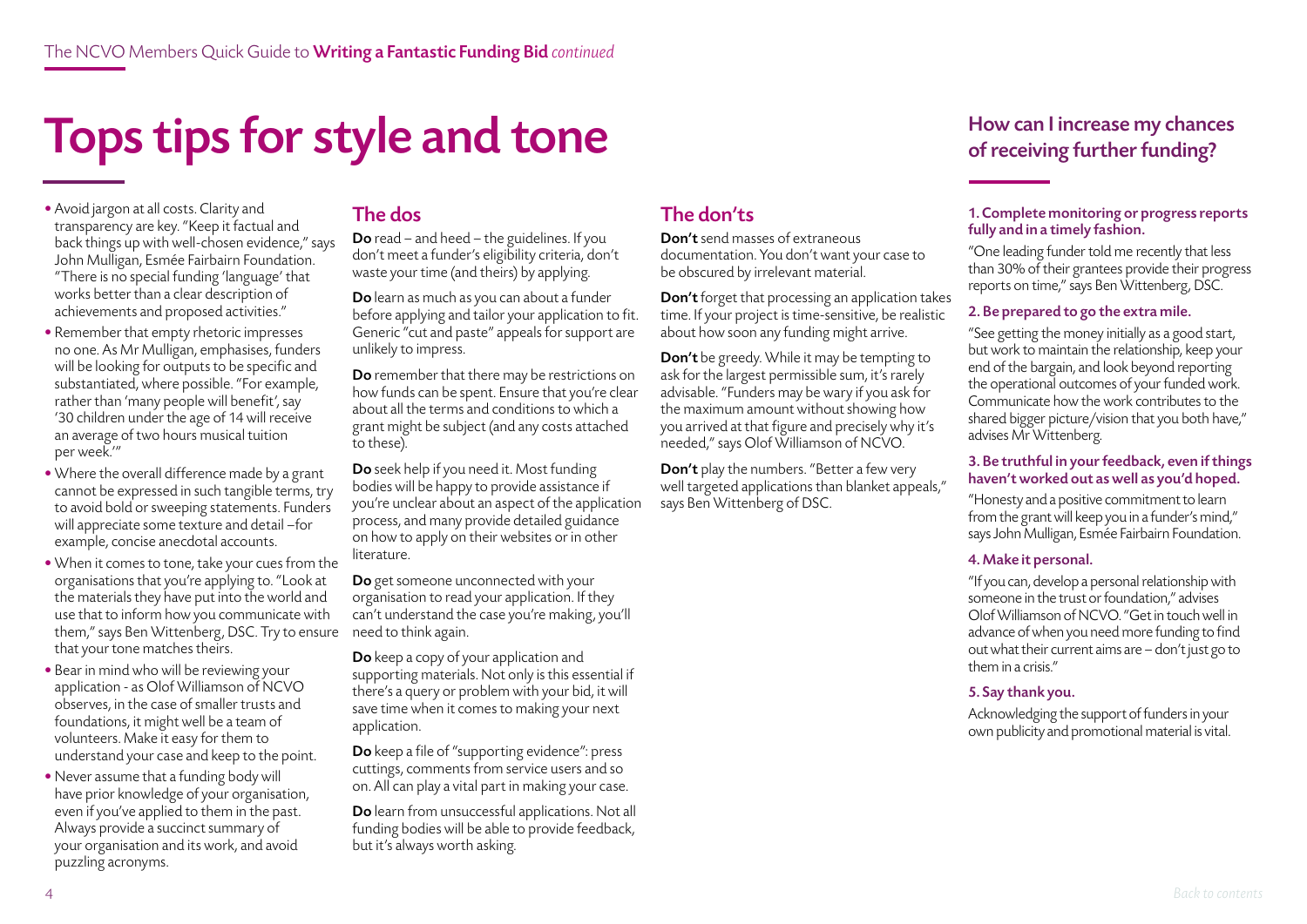# Tops tips for style and tone

- Avoid jargon at all costs. Clarity and transparency are key. "Keep it factual and back things up with well-chosen evidence," says John Mulligan, Esmée Fairbairn Foundation. "There is no special funding 'language' that works better than a clear description of achievements and proposed activities."
- Remember that empty rhetoric impresses no one. As Mr Mulligan, emphasises, funders will be looking for outputs to be specific and substantiated, where possible. "For example, rather than 'many people will benefit', say '30 children under the age of 14 will receive an average of two hours musical tuition per week.'"
- Where the overall difference made by a grant cannot be expressed in such tangible terms, try to avoid bold or sweeping statements. Funders will appreciate some texture and detail –for example, concise anecdotal accounts.
- When it comes to tone, take your cues from the organisations that you're applying to. "Look at the materials they have put into the world and use that to inform how you communicate with them," says Ben Wittenberg, DSC. Try to ensure that your tone matches theirs.
- Bear in mind who will be reviewing your application - as Olof Williamson of NCVO observes, in the case of smaller trusts and foundations, it might well be a team of volunteers. Make it easy for them to understand your case and keep to the point.
- Never assume that a funding body will have prior knowledge of your organisation, even if you've applied to them in the past. Always provide a succinct summary of your organisation and its work, and avoid puzzling acronyms.

## The dos

**Do** read – and heed – the guidelines. If you don't meet a funder's eligibility criteria, don't waste your time (and theirs) by applying.

**Do** learn as much as you can about a funder before applying and tailor your application to fit. Generic "cut and paste" appeals for support are unlikely to impress.

**Do** remember that there may be restrictions on how funds can be spent. Ensure that you're clear about all the terms and conditions to which a grant might be subject (and any costs attached to these).

**Do** seek help if you need it. Most funding bodies will be happy to provide assistance if you're unclear about an aspect of the application process, and many provide detailed guidance on how to apply on their websites or in other literature.

**Do** get someone unconnected with your organisation to read your application. If they can't understand the case you're making, you'll need to think again.

**Do** keep a copy of your application and supporting materials. Not only is this essential if there's a query or problem with your bid, it will save time when it comes to making your next application.

**Do** keep a file of "supporting evidence": press cuttings, comments from service users and so on. All can play a vital part in making your case.

**Do** learn from unsuccessful applications. Not all funding bodies will be able to provide feedback, but it's always worth asking.

## The don'ts

**Don't** send masses of extraneous documentation. You don't want your case to be obscured by irrelevant material.

**Don't** forget that processing an application takes time. If your project is time-sensitive, be realistic about how soon any funding might arrive.

**Don't** be greedy. While it may be tempting to ask for the largest permissible sum, it's rarely advisable. "Funders may be wary if you ask for the maximum amount without showing how you arrived at that figure and precisely why it's needed," says Olof Williamson of NCVO.

**Don't** play the numbers. "Better a few very well targeted applications than blanket appeals," says Ben Wittenberg of DSC.

## How can I increase my chances of receiving further funding?

#### 1. Complete monitoring or progress reports fully and in a timely fashion.

"One leading funder told me recently that less than 30% of their grantees provide their progress reports on time," says Ben Wittenberg, DSC.

#### 2. Be prepared to go the extra mile.

"See getting the money initially as a good start, but work to maintain the relationship, keep your end of the bargain, and look beyond reporting the operational outcomes of your funded work. Communicate how the work contributes to the shared bigger picture/vision that you both have," advises Mr Wittenberg.

#### 3. Be truthful in your feedback, even if things haven't worked out as well as you'd hoped.

"Honesty and a positive commitment to learn from the grant will keep you in a funder's mind," says John Mulligan, Esmée Fairbairn Foundation.

#### 4. Make it personal.

"If you can, develop a personal relationship with someone in the trust or foundation," advises Olof Williamson of NCVO. "Get in touch well in advance of when you need more funding to find out what their current aims are – don't just go to them in a crisis."

#### 5. Say thank you.

Acknowledging the support of funders in your own publicity and promotional material is vital.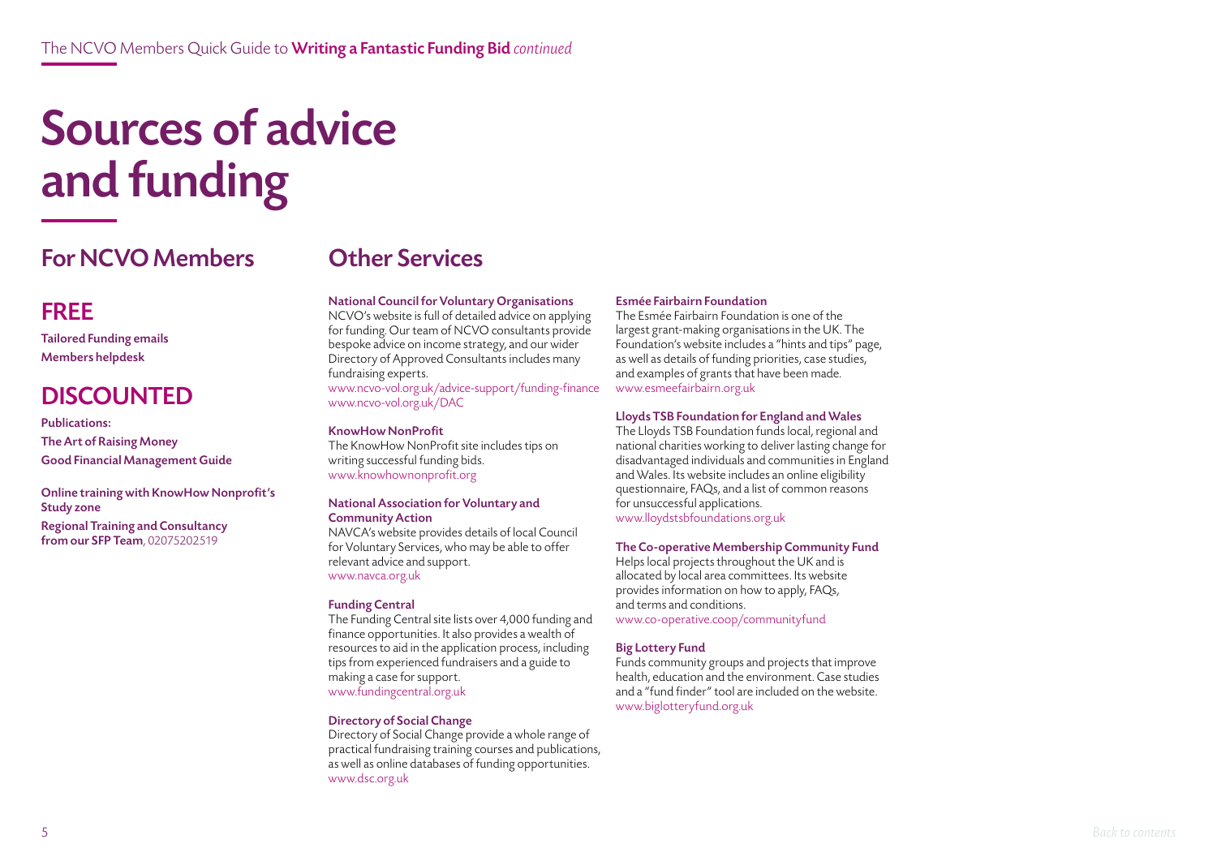# Sources of advice and funding

## For NCVO Members

### FREE

**Tailored Funding emails**
**Members helpdesk**

### DISCOUNTED

**Publications:**
**The Art of Raising Money**
**Good Financial Management Guide**

**Online training with KnowHow Nonprofit's Study zone**

**Regional Training and Consultancy from our SFP Team**, 02075202519

## Other Services

**National Council for Voluntary Organisations**
NCVO's website is full of detailed advice on applying for funding. Our team of NCVO consultants provide bespoke advice on income strategy, and our wider Directory of Approved Consultants includes many fundraising experts.
www.ncvo-vol.org.uk/advice-support/funding-finance
www.ncvo-vol.org.uk/DAC

**KnowHow NonProfit**
The KnowHow NonProfit site includes tips on writing successful funding bids.
www.knowhownonprofit.org

**National Association for Voluntary and Community Action**
NAVCA's website provides details of local Council for Voluntary Services, who may be able to offer relevant advice and support.
www.navca.org.uk

**Funding Central**
The Funding Central site lists over 4,000 funding and finance opportunities. It also provides a wealth of resources to aid in the application process, including tips from experienced fundraisers and a guide to making a case for support.
www.fundingcentral.org.uk

**Directory of Social Change**
Directory of Social Change provide a whole range of practical fundraising training courses and publications, as well as online databases of funding opportunities.
www.dsc.org.uk

**Esmée Fairbairn Foundation**
The Esmée Fairbairn Foundation is one of the largest grant-making organisations in the UK. The Foundation's website includes a "hints and tips" page, as well as details of funding priorities, case studies, and examples of grants that have been made.
www.esmeefairbairn.org.uk

**Lloyds TSB Foundation for England and Wales**
The Lloyds TSB Foundation funds local, regional and national charities working to deliver lasting change for disadvantaged individuals and communities in England and Wales. Its website includes an online eligibility questionnaire, FAQs, and a list of common reasons for unsuccessful applications.
www.lloydstsbfoundations.org.uk

**The Co-operative Membership Community Fund**
Helps local projects throughout the UK and is allocated by local area committees. Its website provides information on how to apply, FAQs, and terms and conditions.
www.co-operative.coop/communityfund

**Big Lottery Fund**
Funds community groups and projects that improve health, education and the environment. Case studies and a "fund finder" tool are included on the website.
www.biglotteryfund.org.uk